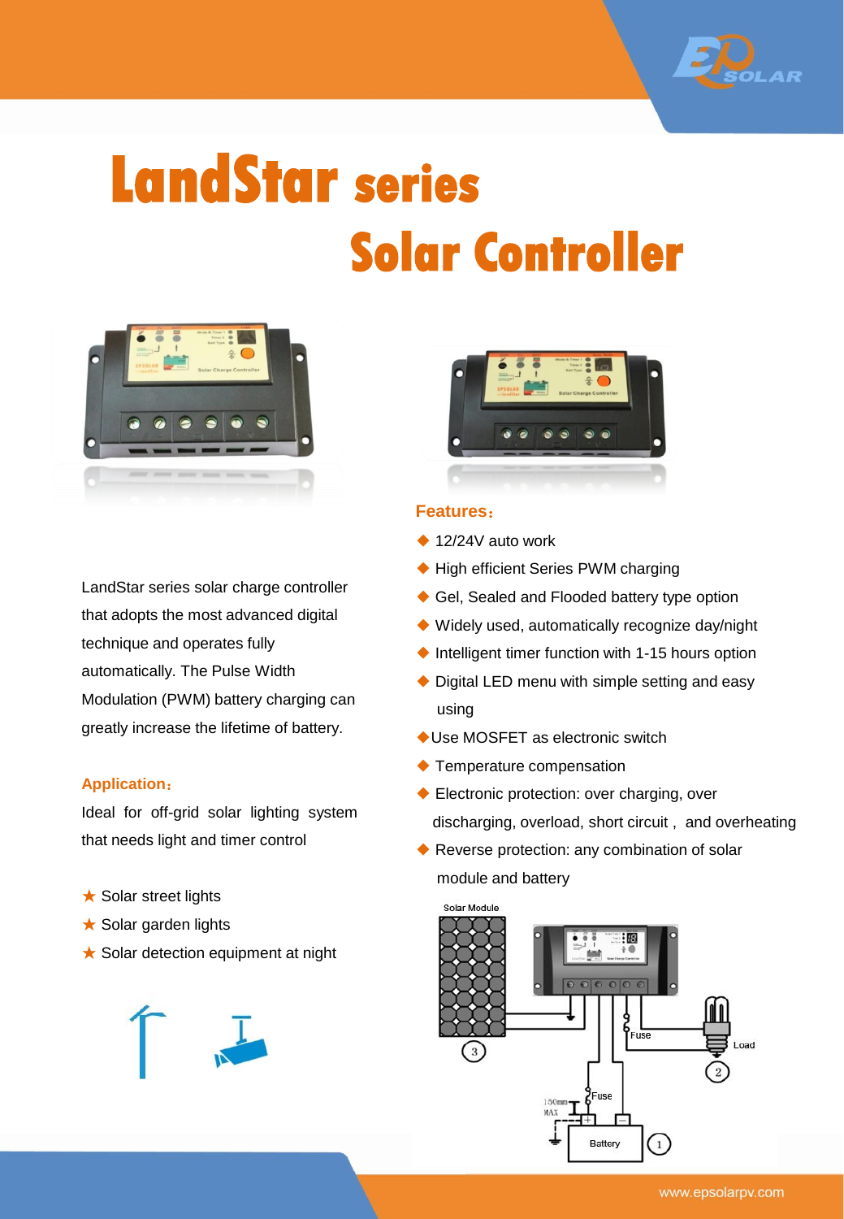# LandStar series Solar Controller

LandStar series solar charge controller that adopts the most advanced digital technique and operates fully automatically. The Pulse Width Modulation (PWM) battery charging can greatly increase the lifetime of battery.

## Application：

Ideal for off-grid solar lighting system that needs light and timer control

- ★ Solar street lights
- ★ Solar garden lights
- ★ Solar detection equipment at night

## Features：

- ◆ 12/24V auto work
- ◆ High efficient Series PWM charging
- ◆ Gel, Sealed and Flooded battery type option
- ◆ Widely used, automatically recognize day/night
- ◆ Intelligent timer function with 1-15 hours option
- ◆ Digital LED menu with simple setting and easy using
- ◆ Use MOSFET as electronic switch
- ◆ Temperature compensation
- ◆ Electronic protection: over charging, over discharging, overload, short circuit , and overheating
- ◆ Reverse protection: any combination of solar module and battery

Solar Module ③ Fuse Load ② 150mm MAX Fuse Battery ①

www.epsolarpv.com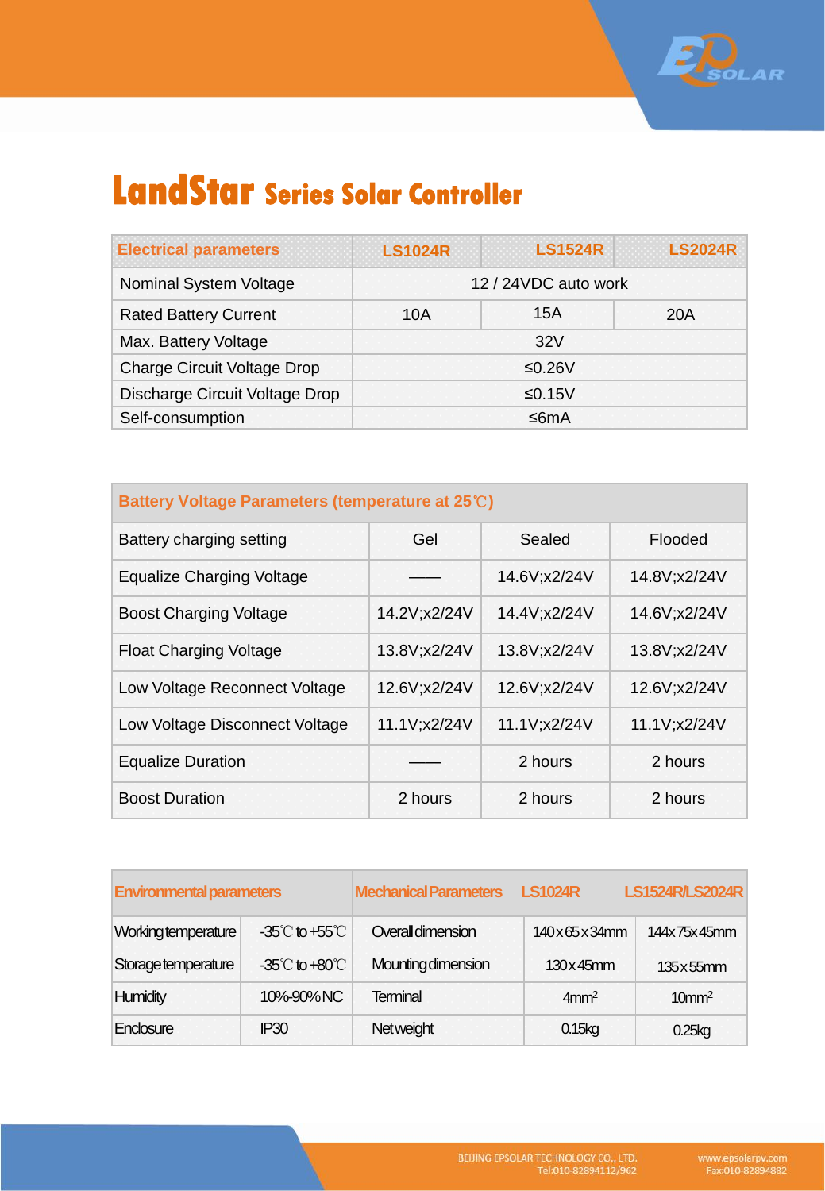// LandStar Series Solar Controller

| Electrical parameters | LS1024R | LS1524R | LS2024R |
|---|---|---|---|
| Nominal System Voltage | 12 / 24VDC auto work | | |
| Rated Battery Current | 10A | 15A | 20A |
| Max. Battery Voltage | 32V | | |
| Charge Circuit Voltage Drop | ≤0.26V | | |
| Discharge Circuit Voltage Drop | ≤0.15V | | |
| Self-consumption | ≤6mA | | |

| Battery Voltage Parameters (temperature at 25℃) | | | |
|---|---|---|---|
| Battery charging setting | Gel | Sealed | Flooded |
| Equalize Charging Voltage | —— | 14.6V;x2/24V | 14.8V;x2/24V |
| Boost Charging Voltage | 14.2V;x2/24V | 14.4V;x2/24V | 14.6V;x2/24V |
| Float Charging Voltage | 13.8V;x2/24V | 13.8V;x2/24V | 13.8V;x2/24V |
| Low Voltage Reconnect Voltage | 12.6V;x2/24V | 12.6V;x2/24V | 12.6V;x2/24V |
| Low Voltage Disconnect Voltage | 11.1V;x2/24V | 11.1V;x2/24V | 11.1V;x2/24V |
| Equalize Duration | —— | 2 hours | 2 hours |
| Boost Duration | 2 hours | 2 hours | 2 hours |

| Environmental parameters | | Mechanical Parameters | LS1024R | LS1524R/LS2024R |
|---|---|---|---|---|
| Working temperature | -35℃ to +55℃ | Overall dimension | 140x65x34mm | 144x75x45mm |
| Storage temperature | -35℃ to +80℃ | Mounting dimension | 130x45mm | 135x55mm |
| Humidity | 10%-90% NC | Terminal | 4mm$^2$ | 10mm$^2$ |
| Enclosure | IP30 | Net weight | 0.15kg | 0.25kg |

BEIJING EPSOLAR TECHNOLOGY CO., LTD.
Tel:010-82894112/962

www.epsolarpv.com
Fax:010-82894882